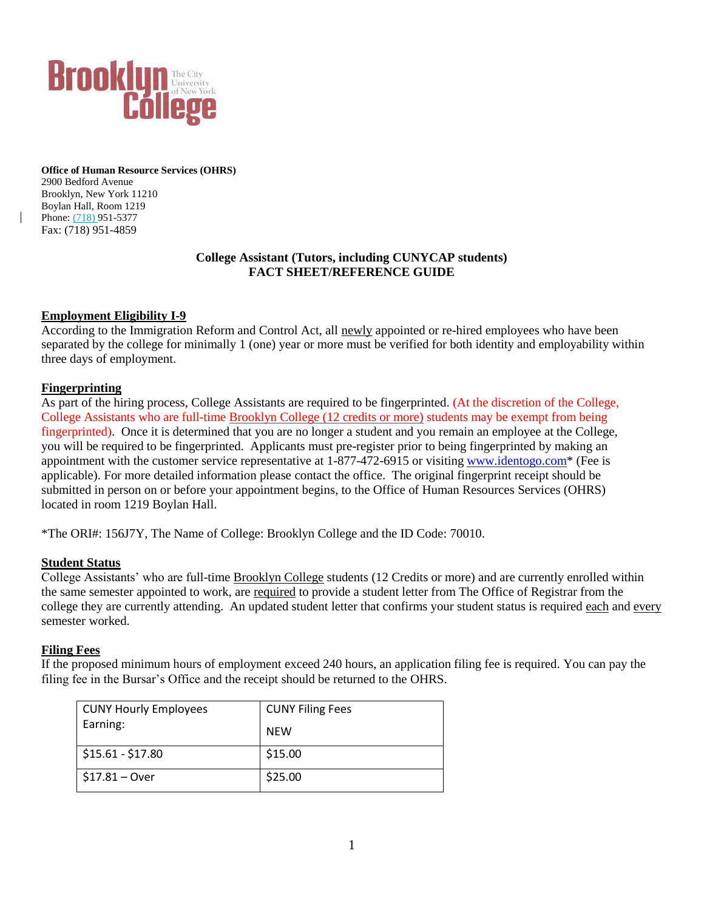Brooklyn College The City University of New York

**Office of Human Resource Services (OHRS)**
2900 Bedford Avenue
Brooklyn, New York 11210
Boylan Hall, Room 1219
Phone: (718) 951-5377
Fax: (718) 951-4859

**College Assistant (Tutors, including CUNYCAP students)**
**FACT SHEET/REFERENCE GUIDE**

## Employment Eligibility I-9

According to the Immigration Reform and Control Act, all newly appointed or re-hired employees who have been separated by the college for minimally 1 (one) year or more must be verified for both identity and employability within three days of employment.

## Fingerprinting

As part of the hiring process, College Assistants are required to be fingerprinted. (At the discretion of the College, College Assistants who are full-time Brooklyn College (12 credits or more) students may be exempt from being fingerprinted). Once it is determined that you are no longer a student and you remain an employee at the College, you will be required to be fingerprinted. Applicants must pre-register prior to being fingerprinted by making an appointment with the customer service representative at 1-877-472-6915 or visiting www.identogo.com* (Fee is applicable). For more detailed information please contact the office. The original fingerprint receipt should be submitted in person on or before your appointment begins, to the Office of Human Resources Services (OHRS) located in room 1219 Boylan Hall.

*The ORI#: 156J7Y, The Name of College: Brooklyn College and the ID Code: 70010.

## Student Status

College Assistants' who are full-time Brooklyn College students (12 Credits or more) and are currently enrolled within the same semester appointed to work, are required to provide a student letter from The Office of Registrar from the college they are currently attending. An updated student letter that confirms your student status is required each and every semester worked.

## Filing Fees

If the proposed minimum hours of employment exceed 240 hours, an application filing fee is required. You can pay the filing fee in the Bursar's Office and the receipt should be returned to the OHRS.

| CUNY Hourly Employees Earning: | CUNY Filing Fees NEW |
| --- | --- |
| $15.61 - $17.80 | $15.00 |
| $17.81 – Over | $25.00 |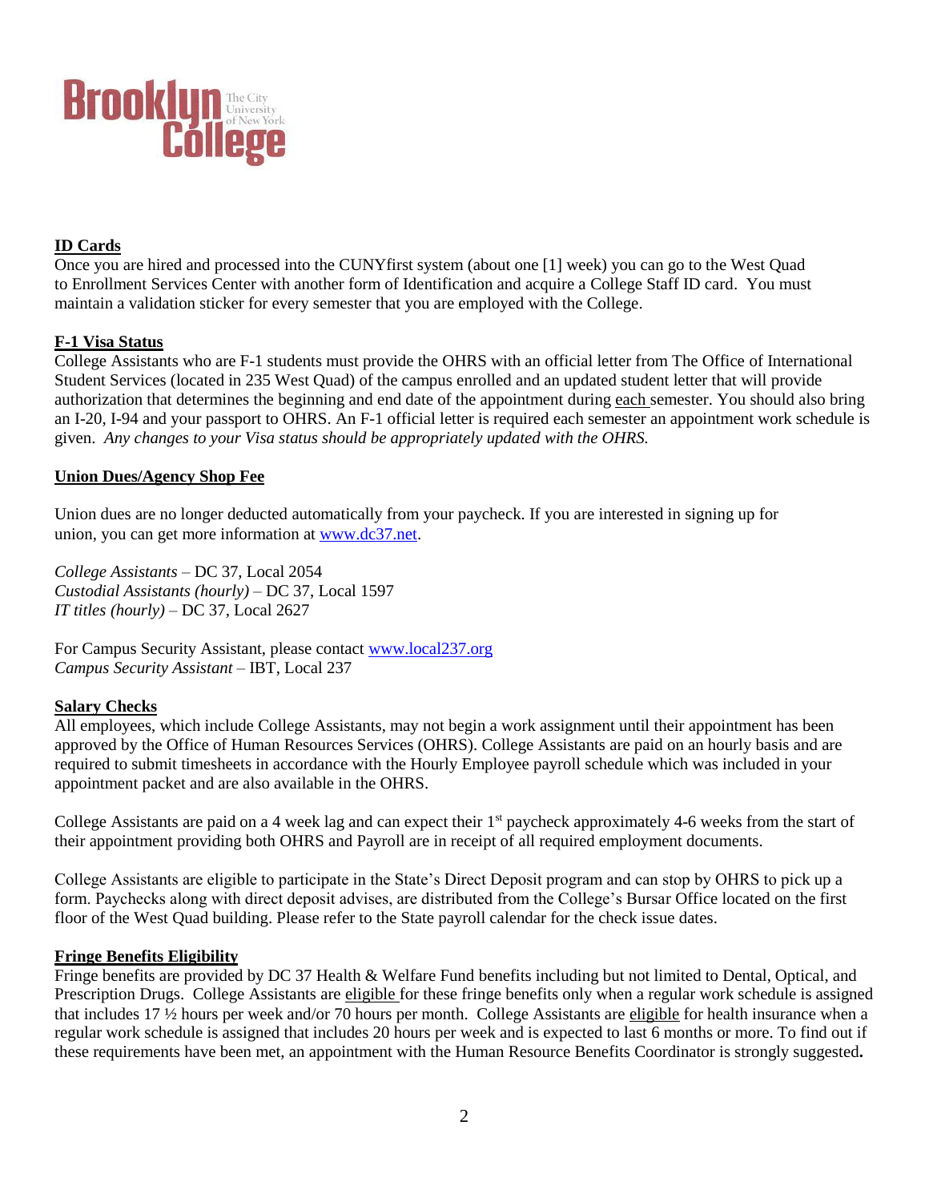Brooklyn College The City University of New York

**ID Cards**

Once you are hired and processed into the CUNYfirst system (about one [1] week) you can go to the West Quad to Enrollment Services Center with another form of Identification and acquire a College Staff ID card. You must maintain a validation sticker for every semester that you are employed with the College.

**F-1 Visa Status**

College Assistants who are F-1 students must provide the OHRS with an official letter from The Office of International Student Services (located in 235 West Quad) of the campus enrolled and an updated student letter that will provide authorization that determines the beginning and end date of the appointment during each semester. You should also bring an I-20, I-94 and your passport to OHRS. An F-1 official letter is required each semester an appointment work schedule is given. *Any changes to your Visa status should be appropriately updated with the OHRS.*

**Union Dues/Agency Shop Fee**

Union dues are no longer deducted automatically from your paycheck. If you are interested in signing up for union, you can get more information at www.dc37.net.

*College Assistants* – DC 37, Local 2054
*Custodial Assistants (hourly)* – DC 37, Local 1597
*IT titles (hourly)* – DC 37, Local 2627

For Campus Security Assistant, please contact www.local237.org
*Campus Security Assistant* – IBT, Local 237

**Salary Checks**

All employees, which include College Assistants, may not begin a work assignment until their appointment has been approved by the Office of Human Resources Services (OHRS). College Assistants are paid on an hourly basis and are required to submit timesheets in accordance with the Hourly Employee payroll schedule which was included in your appointment packet and are also available in the OHRS.

College Assistants are paid on a 4 week lag and can expect their 1st paycheck approximately 4-6 weeks from the start of their appointment providing both OHRS and Payroll are in receipt of all required employment documents.

College Assistants are eligible to participate in the State's Direct Deposit program and can stop by OHRS to pick up a form. Paychecks along with direct deposit advises, are distributed from the College's Bursar Office located on the first floor of the West Quad building. Please refer to the State payroll calendar for the check issue dates.

**Fringe Benefits Eligibility**

Fringe benefits are provided by DC 37 Health & Welfare Fund benefits including but not limited to Dental, Optical, and Prescription Drugs. College Assistants are eligible for these fringe benefits only when a regular work schedule is assigned that includes 17 ½ hours per week and/or 70 hours per month. College Assistants are eligible for health insurance when a regular work schedule is assigned that includes 20 hours per week and is expected to last 6 months or more. To find out if these requirements have been met, an appointment with the Human Resource Benefits Coordinator is strongly suggested**.**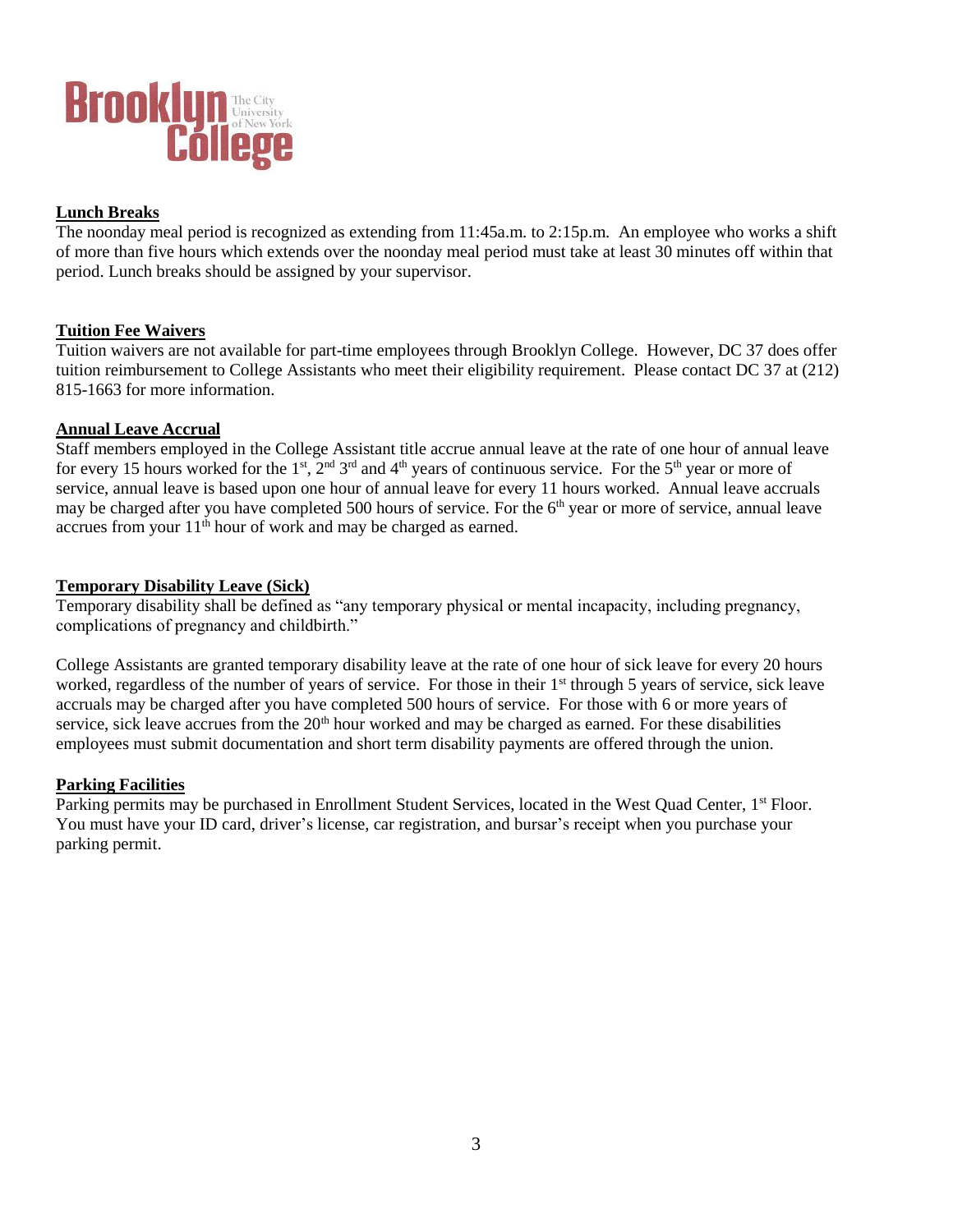**Lunch Breaks**

The noonday meal period is recognized as extending from 11:45a.m. to 2:15p.m. An employee who works a shift of more than five hours which extends over the noonday meal period must take at least 30 minutes off within that period. Lunch breaks should be assigned by your supervisor.

**Tuition Fee Waivers**

Tuition waivers are not available for part-time employees through Brooklyn College. However, DC 37 does offer tuition reimbursement to College Assistants who meet their eligibility requirement. Please contact DC 37 at (212) 815-1663 for more information.

**Annual Leave Accrual**

Staff members employed in the College Assistant title accrue annual leave at the rate of one hour of annual leave for every 15 hours worked for the 1st, 2nd 3rd and 4th years of continuous service. For the 5th year or more of service, annual leave is based upon one hour of annual leave for every 11 hours worked. Annual leave accruals may be charged after you have completed 500 hours of service. For the 6th year or more of service, annual leave accrues from your 11th hour of work and may be charged as earned.

**Temporary Disability Leave (Sick)**

Temporary disability shall be defined as "any temporary physical or mental incapacity, including pregnancy, complications of pregnancy and childbirth."

College Assistants are granted temporary disability leave at the rate of one hour of sick leave for every 20 hours worked, regardless of the number of years of service. For those in their 1st through 5 years of service, sick leave accruals may be charged after you have completed 500 hours of service. For those with 6 or more years of service, sick leave accrues from the 20th hour worked and may be charged as earned. For these disabilities employees must submit documentation and short term disability payments are offered through the union.

**Parking Facilities**

Parking permits may be purchased in Enrollment Student Services, located in the West Quad Center, 1st Floor. You must have your ID card, driver's license, car registration, and bursar's receipt when you purchase your parking permit.